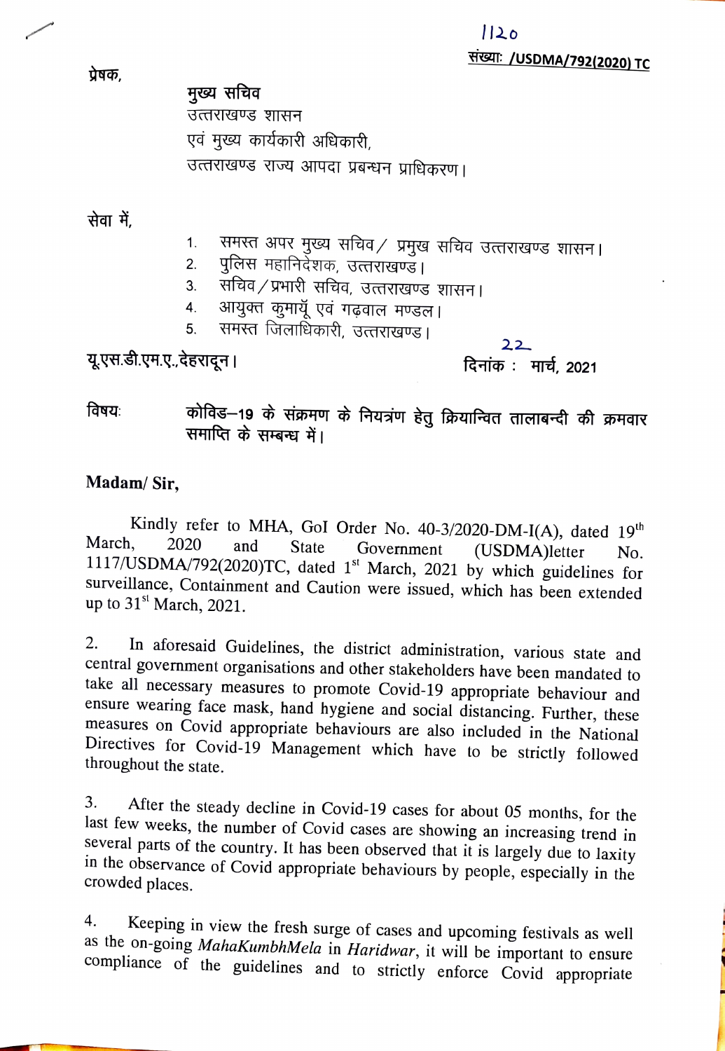1120
संख्याः /USDMA/792(2020) TC

प्रेषक,

मुख्य सचिव
उत्तराखण्ड शासन
एवं मुख्य कार्यकारी अधिकारी,
उत्तराखण्ड राज्य आपदा प्रबन्धन प्राधिकरण।

सेवा में,

1. समस्त अपर मुख्य सचिव / प्रमुख सचिव उत्तराखण्ड शासन।
2. पुलिस महानिदेशक, उत्तराखण्ड।
3. सचिव / प्रभारी सचिव, उत्तराखण्ड शासन।
4. आयुक्त कुमायूँ एवं गढ़वाल मण्डल।
5. समस्त जिलाधिकारी, उत्तराखण्ड।

यू.एस.डी.एम.ए.,देहरादून। दिनांक : 22 मार्च, 2021

विषयः कोविड–19 के संक्रमण के नियत्रंण हेतु क्रियान्वित तालाबन्दी की क्रमवार समाप्ति के सम्बन्ध में।

**Madam/ Sir,**

Kindly refer to MHA, GoI Order No. 40-3/2020-DM-I(A), dated 19th March, 2020 and State Government (USDMA)letter No. 1117/USDMA/792(2020)TC, dated 1st March, 2021 by which guidelines for surveillance, Containment and Caution were issued, which has been extended up to 31st March, 2021.

2. In aforesaid Guidelines, the district administration, various state and central government organisations and other stakeholders have been mandated to take all necessary measures to promote Covid-19 appropriate behaviour and ensure wearing face mask, hand hygiene and social distancing. Further, these measures on Covid appropriate behaviours are also included in the National Directives for Covid-19 Management which have to be strictly followed throughout the state.

3. After the steady decline in Covid-19 cases for about 05 months, for the last few weeks, the number of Covid cases are showing an increasing trend in several parts of the country. It has been observed that it is largely due to laxity in the observance of Covid appropriate behaviours by people, especially in the crowded places.

4. Keeping in view the fresh surge of cases and upcoming festivals as well as the on-going *MahaKumbhMela* in *Haridwar*, it will be important to ensure compliance of the guidelines and to strictly enforce Covid appropriate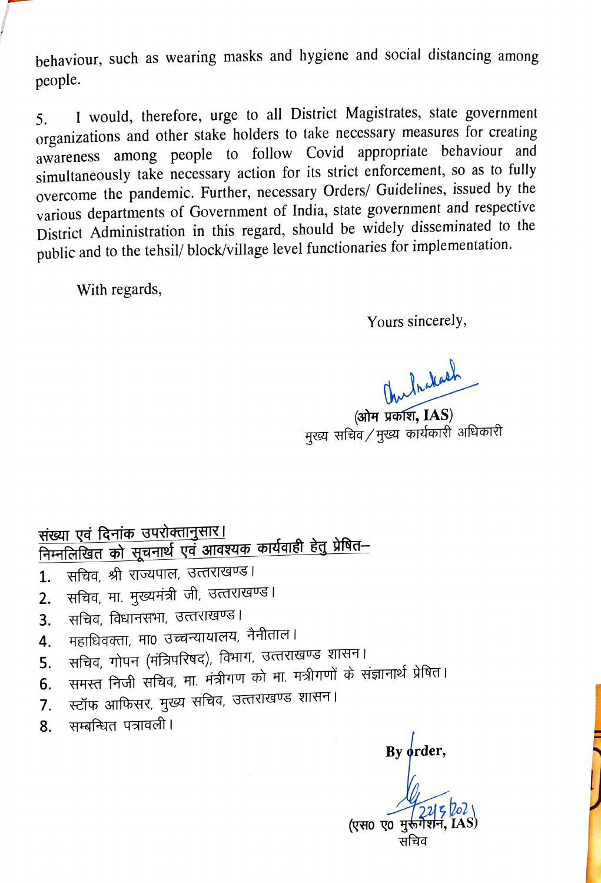behaviour, such as wearing masks and hygiene and social distancing among people.

5. I would, therefore, urge to all District Magistrates, state government organizations and other stake holders to take necessary measures for creating awareness among people to follow Covid appropriate behaviour and simultaneously take necessary action for its strict enforcement, so as to fully overcome the pandemic. Further, necessary Orders/ Guidelines, issued by the various departments of Government of India, state government and respective District Administration in this regard, should be widely disseminated to the public and to the tehsil/ block/village level functionaries for implementation.

With regards,

Yours sincerely,

(ओम प्रकाश, IAS)
मुख्य सचिव / मुख्य कार्यकारी अधिकारी

<u>संख्या एवं दिनांक उपरोक्तानुसार।</u>
<u>निम्नलिखित को सूचनार्थ एवं आवश्यक कार्यवाही हेतु प्रेषित–</u>

1. सचिव, श्री राज्यपाल, उत्तराखण्ड।
2. सचिव, मा. मुख्यमंत्री जी, उत्तराखण्ड।
3. सचिव, विधानसभा, उत्तराखण्ड।
4. महाधिवक्ता, मा0 उच्चन्यायालय, नैनीताल।
5. सचिव, गोपन (मंत्रिपरिषद), विभाग, उत्तराखण्ड शासन।
6. समस्त निजी सचिव, मा. मंत्रीगण को मा. मत्रीगणों के संज्ञानार्थ प्रेषित।
7. स्टॉफ आफिसर, मुख्य सचिव, उत्तराखण्ड शासन।
8. सम्बन्धित पत्रावली।

**By order,**

22/5/2021

(एस0 ए0 मुरूगेशन, IAS)
सचिव